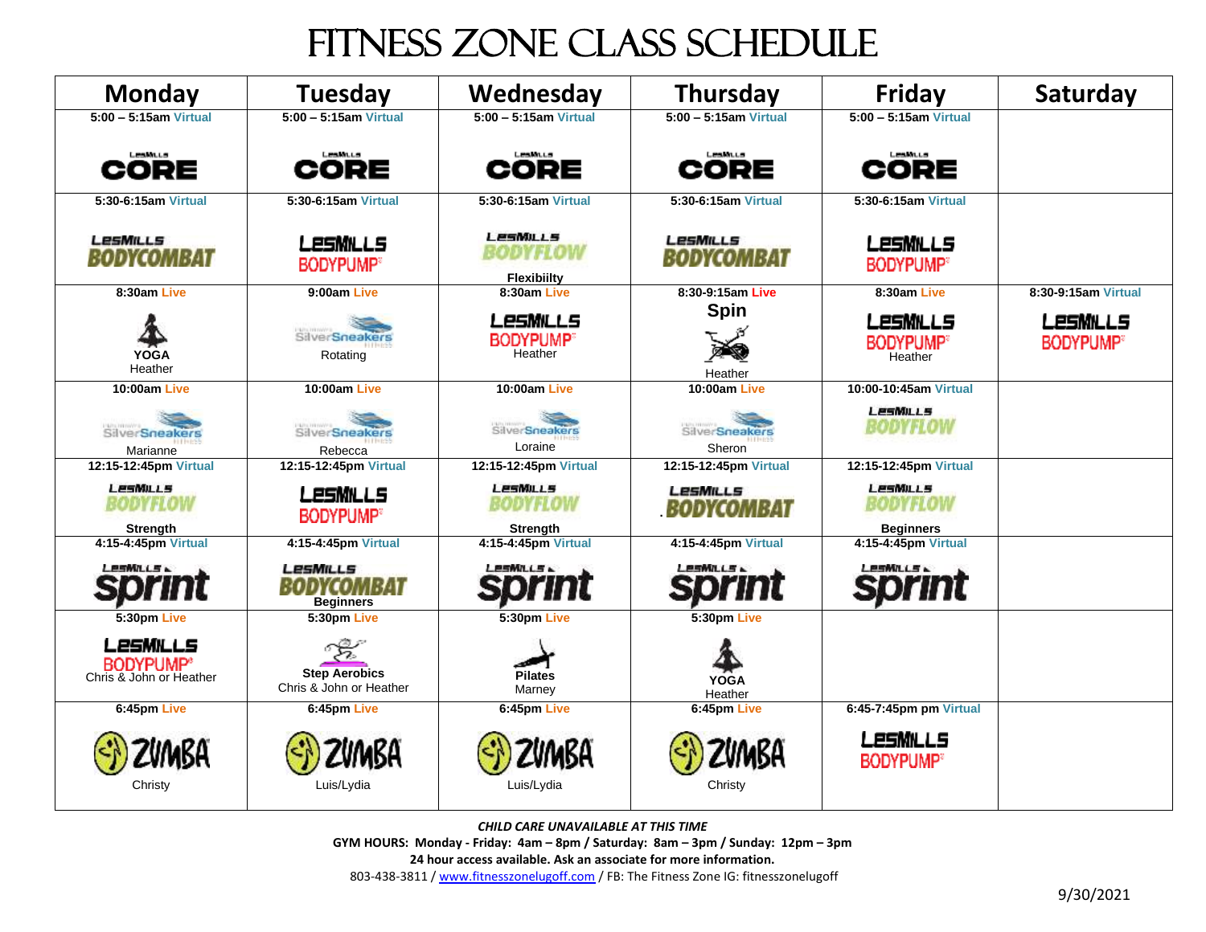# Fitness Zone Class Schedule

| Monday | Tuesday | Wednesday | Thursday | Friday | Saturday |
|---|---|---|---|---|---|
| 5:00 – 5:15am Virtual<br>LesMills CORE | 5:00 – 5:15am Virtual<br>LesMills CORE | 5:00 – 5:15am Virtual<br>LesMills CORE | 5:00 – 5:15am Virtual<br>LesMills CORE | 5:00 – 5:15am Virtual<br>LesMills CORE | |
| 5:30-6:15am Virtual<br>LesMills BODYCOMBAT | 5:30-6:15am Virtual<br>LesMills BODYPUMP | 5:30-6:15am Virtual<br>LesMills BODYFLOW<br>Flexibiilty | 5:30-6:15am Virtual<br>LesMills BODYCOMBAT | 5:30-6:15am Virtual<br>LesMills BODYPUMP | |
| 8:30am Live<br>YOGA<br>Heather | 9:00am Live<br>SilverSneakers<br>Rotating | 8:30am Live<br>LesMills BODYPUMP<br>Heather | 8:30-9:15am Live<br>Spin<br>Heather | 8:30am Live<br>LesMills BODYPUMP<br>Heather | 8:30-9:15am Virtual<br>LesMills BODYPUMP |
| 10:00am Live<br>SilverSneakers<br>Marianne | 10:00am Live<br>SilverSneakers<br>Rebecca | 10:00am Live<br>SilverSneakers<br>Loraine | 10:00am Live<br>SilverSneakers<br>Sheron | 10:00-10:45am Virtual<br>LesMills BODYFLOW | |
| 12:15-12:45pm Virtual<br>LesMills BODYFLOW<br>Strength | 12:15-12:45pm Virtual<br>LesMills BODYPUMP | 12:15-12:45pm Virtual<br>LesMills BODYFLOW<br>Strength | 12:15-12:45pm Virtual<br>LesMills BODYCOMBAT | 12:15-12:45pm Virtual<br>LesMills BODYFLOW<br>Beginners | |
| 4:15-4:45pm Virtual<br>LesMills sprint | 4:15-4:45pm Virtual<br>LesMills BODYCOMBAT<br>Beginners | 4:15-4:45pm Virtual<br>LesMills sprint | 4:15-4:45pm Virtual<br>LesMills sprint | 4:15-4:45pm Virtual<br>LesMills sprint | |
| 5:30pm Live<br>LesMills BODYPUMP<br>Chris & John or Heather | 5:30pm Live<br>Step Aerobics<br>Chris & John or Heather | 5:30pm Live<br>Pilates<br>Marney | 5:30pm Live<br>YOGA<br>Heather | | |
| 6:45pm Live<br>ZUMBA<br>Christy | 6:45pm Live<br>ZUMBA<br>Luis/Lydia | 6:45pm Live<br>ZUMBA<br>Luis/Lydia | 6:45pm Live<br>ZUMBA<br>Christy | 6:45-7:45pm pm Virtual<br>LesMills BODYPUMP | |

*CHILD CARE UNAVAILABLE AT THIS TIME*

**GYM HOURS: Monday - Friday: 4am – 8pm / Saturday: 8am – 3pm / Sunday: 12pm – 3pm**

**24 hour access available. Ask an associate for more information.**

803-438-3811 / www.fitnesszonelugoff.com / FB: The Fitness Zone IG: fitnesszonelugoff

9/30/2021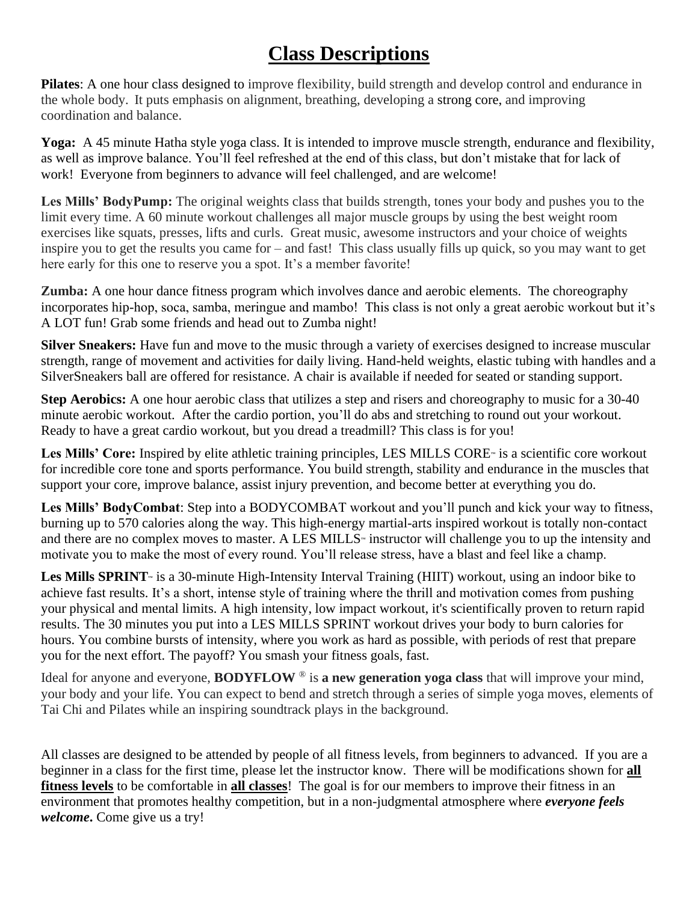# Class Descriptions

**Pilates**: A one hour class designed to improve flexibility, build strength and develop control and endurance in the whole body. It puts emphasis on alignment, breathing, developing a strong core, and improving coordination and balance.

**Yoga:** A 45 minute Hatha style yoga class. It is intended to improve muscle strength, endurance and flexibility, as well as improve balance. You'll feel refreshed at the end of this class, but don't mistake that for lack of work! Everyone from beginners to advance will feel challenged, and are welcome!

**Les Mills' BodyPump:** The original weights class that builds strength, tones your body and pushes you to the limit every time. A 60 minute workout challenges all major muscle groups by using the best weight room exercises like squats, presses, lifts and curls. Great music, awesome instructors and your choice of weights inspire you to get the results you came for – and fast! This class usually fills up quick, so you may want to get here early for this one to reserve you a spot. It's a member favorite!

**Zumba:** A one hour dance fitness program which involves dance and aerobic elements. The choreography incorporates hip-hop, soca, samba, meringue and mambo! This class is not only a great aerobic workout but it's A LOT fun! Grab some friends and head out to Zumba night!

**Silver Sneakers:** Have fun and move to the music through a variety of exercises designed to increase muscular strength, range of movement and activities for daily living. Hand-held weights, elastic tubing with handles and a SilverSneakers ball are offered for resistance. A chair is available if needed for seated or standing support.

**Step Aerobics:** A one hour aerobic class that utilizes a step and risers and choreography to music for a 30-40 minute aerobic workout. After the cardio portion, you'll do abs and stretching to round out your workout. Ready to have a great cardio workout, but you dread a treadmill? This class is for you!

**Les Mills' Core:** Inspired by elite athletic training principles, LES MILLS CORE™ is a scientific core workout for incredible core tone and sports performance. You build strength, stability and endurance in the muscles that support your core, improve balance, assist injury prevention, and become better at everything you do.

**Les Mills' BodyCombat**: Step into a BODYCOMBAT workout and you'll punch and kick your way to fitness, burning up to 570 calories along the way. This high-energy martial-arts inspired workout is totally non-contact and there are no complex moves to master. A LES MILLS™ instructor will challenge you to up the intensity and motivate you to make the most of every round. You'll release stress, have a blast and feel like a champ.

**Les Mills SPRINT**™ is a 30-minute High-Intensity Interval Training (HIIT) workout, using an indoor bike to achieve fast results. It's a short, intense style of training where the thrill and motivation comes from pushing your physical and mental limits. A high intensity, low impact workout, it's scientifically proven to return rapid results. The 30 minutes you put into a LES MILLS SPRINT workout drives your body to burn calories for hours. You combine bursts of intensity, where you work as hard as possible, with periods of rest that prepare you for the next effort. The payoff? You smash your fitness goals, fast.

Ideal for anyone and everyone, **BODYFLOW** ® is **a new generation yoga class** that will improve your mind, your body and your life. You can expect to bend and stretch through a series of simple yoga moves, elements of Tai Chi and Pilates while an inspiring soundtrack plays in the background.

All classes are designed to be attended by people of all fitness levels, from beginners to advanced. If you are a beginner in a class for the first time, please let the instructor know. There will be modifications shown for **all fitness levels** to be comfortable in **all classes**! The goal is for our members to improve their fitness in an environment that promotes healthy competition, but in a non-judgmental atmosphere where ***everyone feels welcome***. Come give us a try!